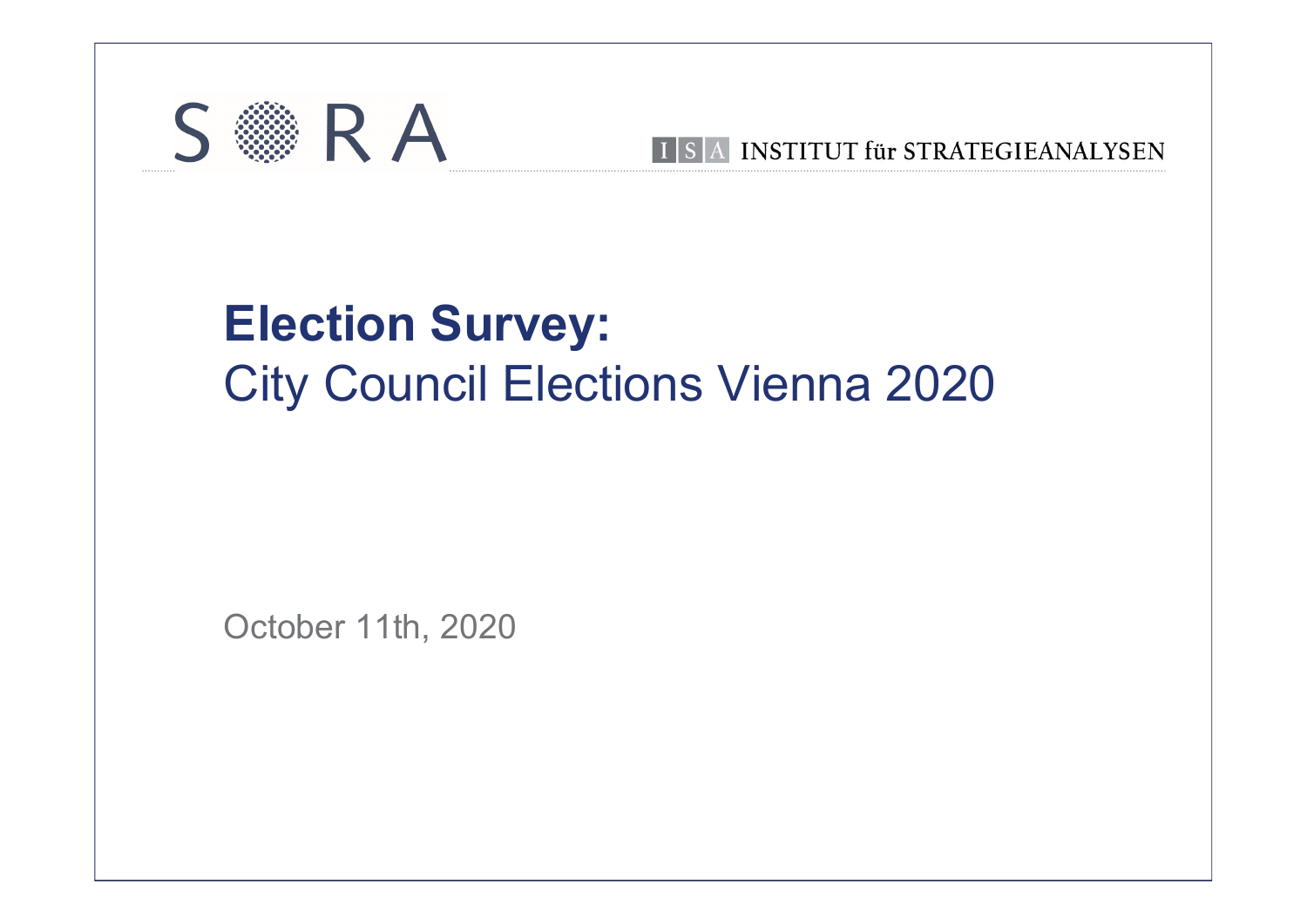SORA

ISA INSTITUT für STRATEGIEANALYSEN

# Election Survey:
## City Council Elections Vienna 2020

October 11th, 2020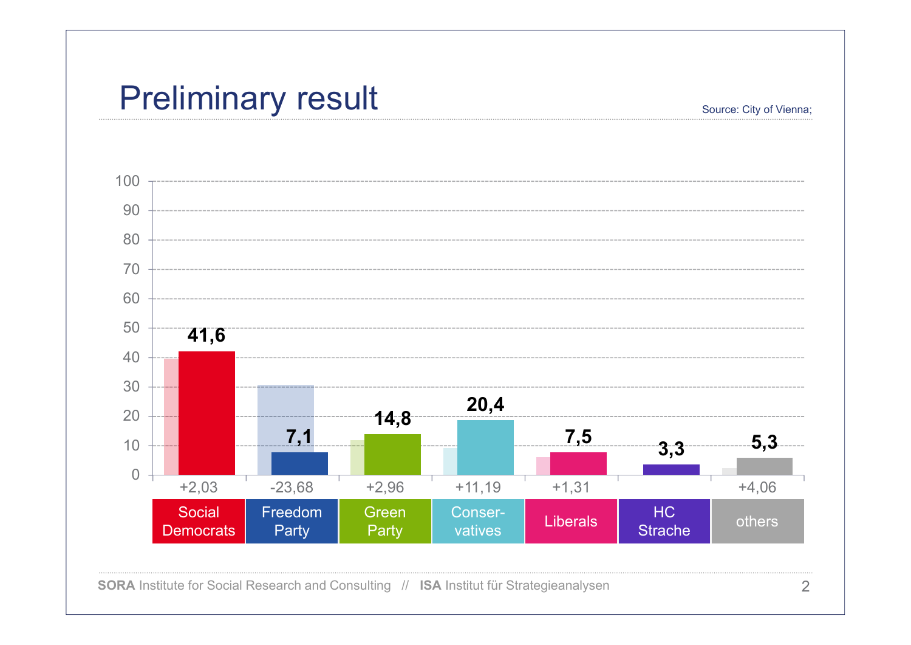# Preliminary result

Source: City of Vienna;

| | Social Democrats | Freedom Party | Green Party | Conser-vatives | Liberals | HC Strache | others |
|---|---|---|---|---|---|---|---|
| Result | 41,6 | 7,1 | 14,8 | 20,4 | 7,5 | 3,3 | 5,3 |
| Change | +2,03 | -23,68 | +2,96 | +11,19 | +1,31 | | +4,06 |

SORA Institute for Social Research and Consulting // ISA Institut für Strategieanalysen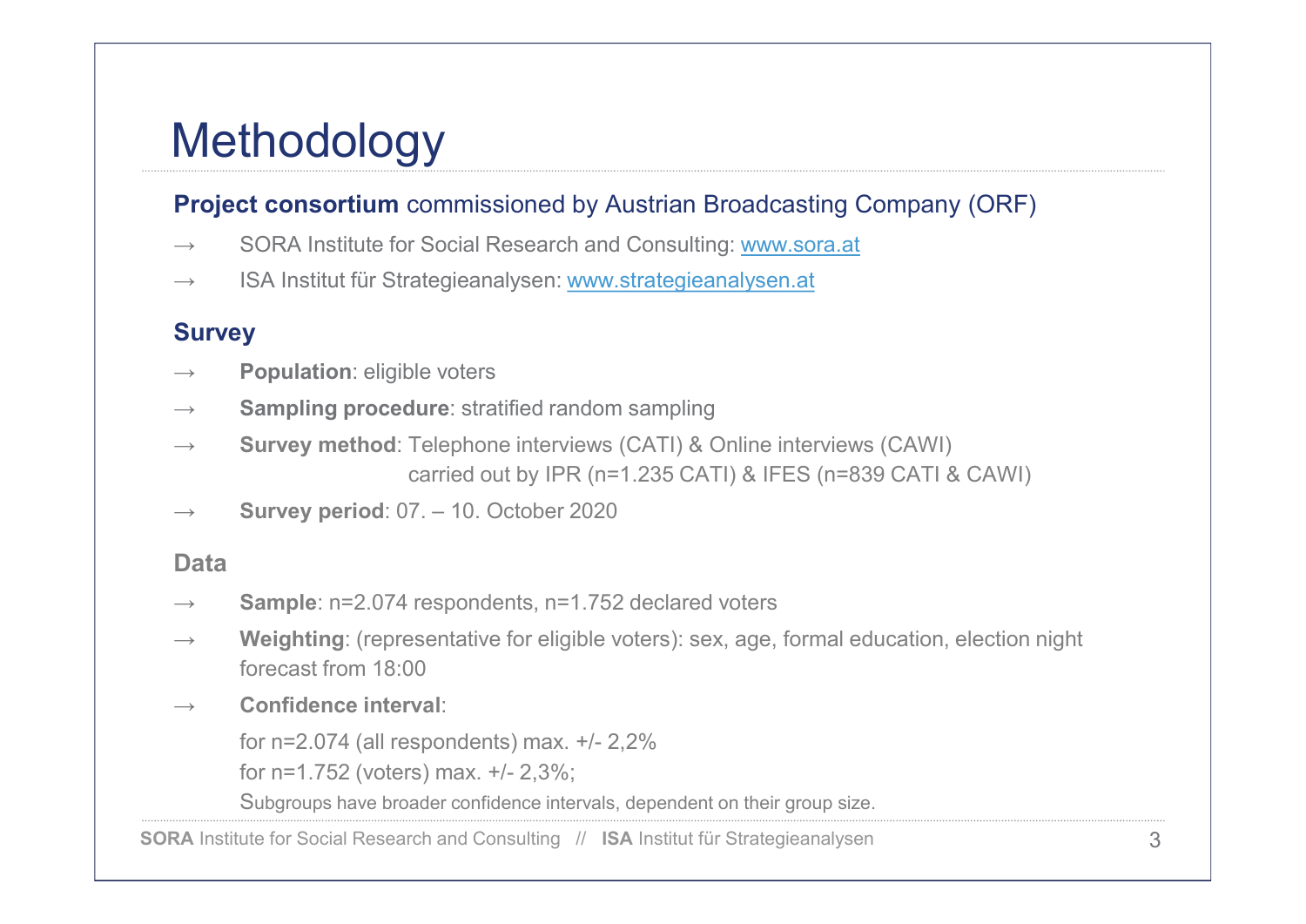# Methodology

**Project consortium** commissioned by Austrian Broadcasting Company (ORF)

- → SORA Institute for Social Research and Consulting: [www.sora.at](http://www.sora.at)
- → ISA Institut für Strategieanalysen: [www.strategieanalysen.at](http://www.strategieanalysen.at)

## Survey

- → **Population**: eligible voters
- → **Sampling procedure**: stratified random sampling
- → **Survey method**: Telephone interviews (CATI) & Online interviews (CAWI) carried out by IPR (n=1.235 CATI) & IFES (n=839 CATI & CAWI)
- → **Survey period**: 07. – 10. October 2020

## Data

- → **Sample**: n=2.074 respondents, n=1.752 declared voters
- → **Weighting**: (representative for eligible voters): sex, age, formal education, election night forecast from 18:00
- → **Confidence interval**:

  for n=2.074 (all respondents) max. +/- 2,2%

  for n=1.752 (voters) max. +/- 2,3%;

  Subgroups have broader confidence intervals, dependent on their group size.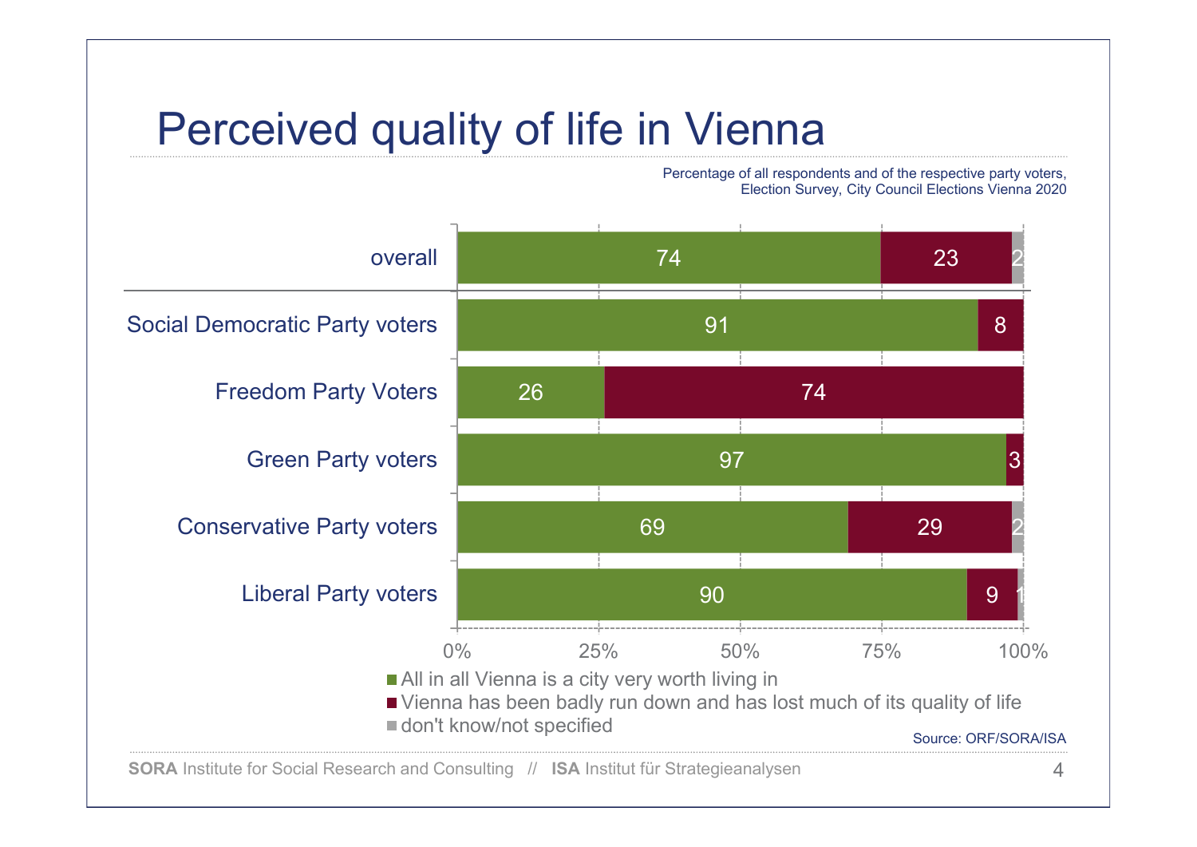# Perceived quality of life in Vienna

Percentage of all respondents and of the respective party voters, Election Survey, City Council Elections Vienna 2020

| | All in all Vienna is a city very worth living in | Vienna has been badly run down and has lost much of its quality of life | don't know/not specified |
|---|---|---|---|
| overall | 74 | 23 | 2 |
| Social Democratic Party voters | 91 | 8 | |
| Freedom Party Voters | 26 | 74 | |
| Green Party voters | 97 | 3 | |
| Conservative Party voters | 69 | 29 | 2 |
| Liberal Party voters | 90 | 9 | 1 |

Source: ORF/SORA/ISA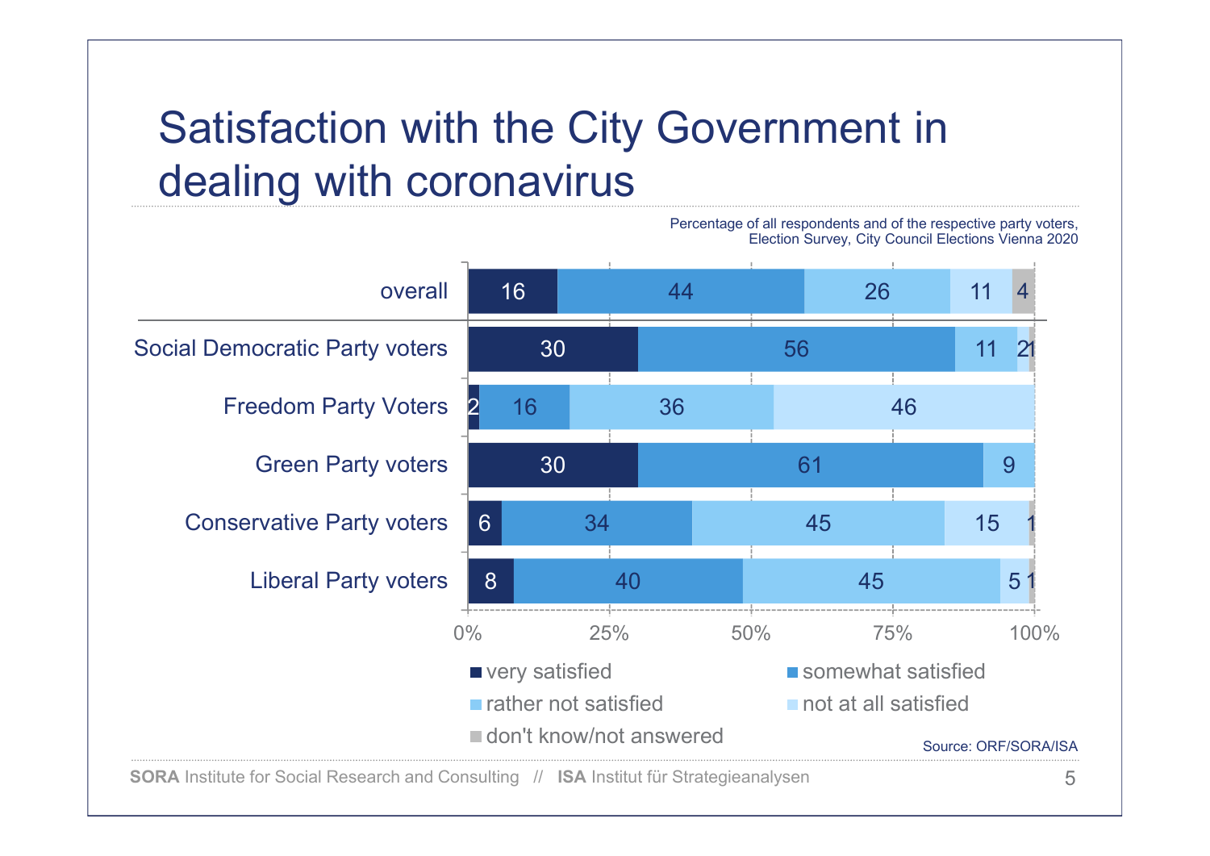# Satisfaction with the City Government in dealing with coronavirus

Percentage of all respondents and of the respective party voters, Election Survey, City Council Elections Vienna 2020

| | very satisfied | somewhat satisfied | rather not satisfied | not at all satisfied | don't know/not answered |
|---|---|---|---|---|---|
| overall | 16 | 44 | 26 | 11 | 4 |
| Social Democratic Party voters | 30 | 56 | 11 | 2 | 1 |
| Freedom Party Voters | 2 | 16 | 36 | 46 | |
| Green Party voters | 30 | 61 | 9 | | |
| Conservative Party voters | 6 | 34 | 45 | 15 | 1 |
| Liberal Party voters | 8 | 40 | 45 | 5 | 1 |

Source: ORF/SORA/ISA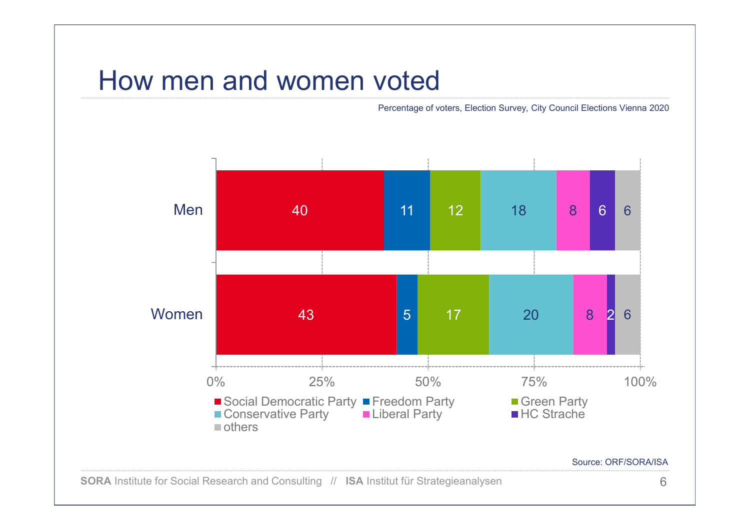# How men and women voted

Percentage of voters, Election Survey, City Council Elections Vienna 2020

| | Social Democratic Party | Freedom Party | Green Party | Conservative Party | Liberal Party | HC Strache | others |
|---|---|---|---|---|---|---|---|
| Men | 40 | 11 | 12 | 18 | 8 | 6 | 6 |
| Women | 43 | 5 | 17 | 20 | 8 | 2 | 6 |

Source: ORF/SORA/ISA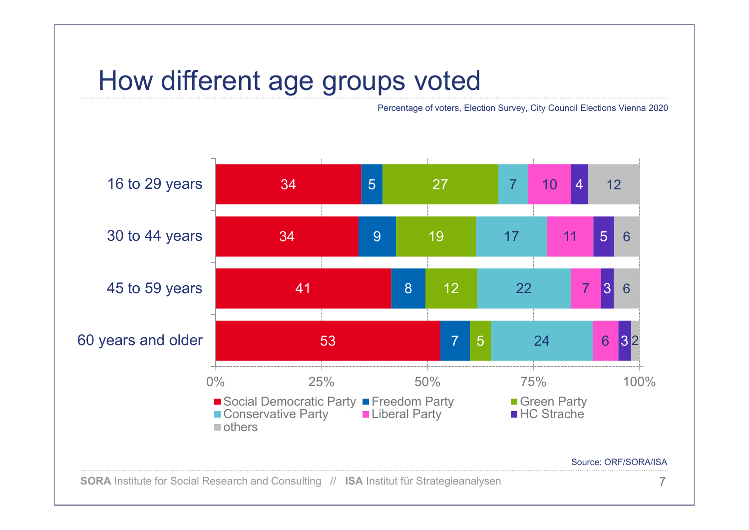# How different age groups voted

Percentage of voters, Election Survey, City Council Elections Vienna 2020

| | Social Democratic Party | Freedom Party | Green Party | Conservative Party | Liberal Party | HC Strache | others |
|---|---|---|---|---|---|---|---|
| 16 to 29 years | 34 | 5 | 27 | 7 | 10 | 4 | 12 |
| 30 to 44 years | 34 | 9 | 19 | 17 | 11 | 5 | 6 |
| 45 to 59 years | 41 | 8 | 12 | 22 | 7 | 3 | 6 |
| 60 years and older | 53 | 7 | 5 | 24 | 6 | 3 | 2 |

Source: ORF/SORA/ISA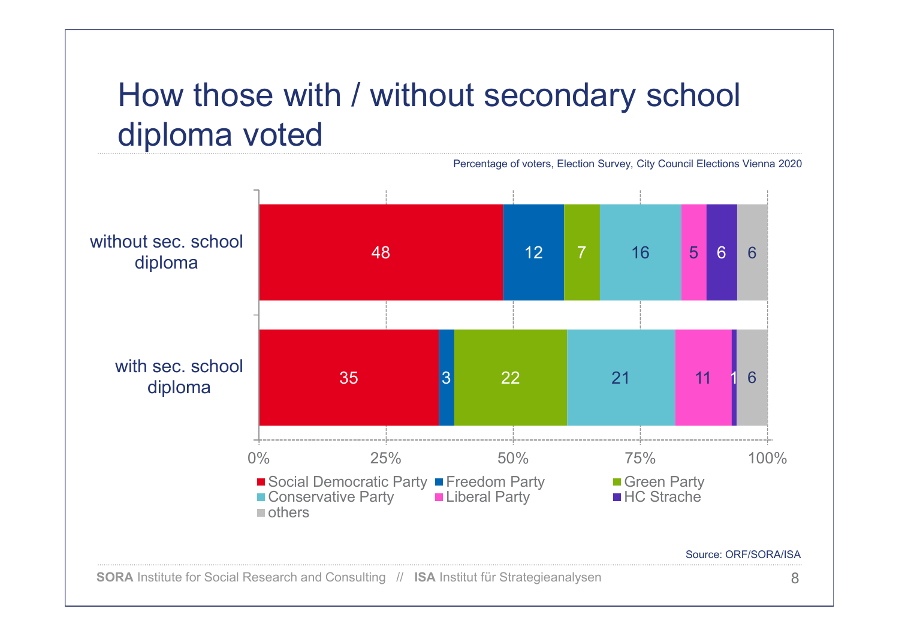# How those with / without secondary school diploma voted

Percentage of voters, Election Survey, City Council Elections Vienna 2020

| | Social Democratic Party | Freedom Party | Green Party | Conservative Party | Liberal Party | HC Strache | others |
|---|---|---|---|---|---|---|---|
| without sec. school diploma | 48 | 12 | 7 | 16 | 5 | 6 | 6 |
| with sec. school diploma | 35 | 3 | 22 | 21 | 11 | 1 | 6 |

Source: ORF/SORA/ISA

**SORA** Institute for Social Research and Consulting // **ISA** Institut für Strategieanalysen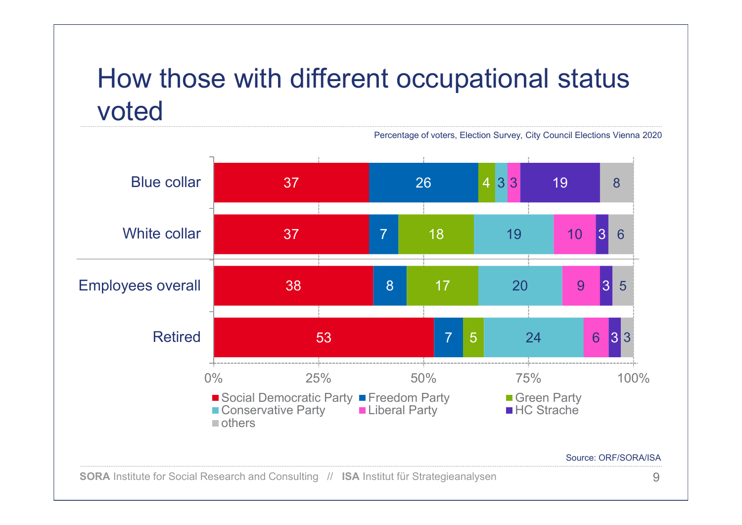# How those with different occupational status voted

Percentage of voters, Election Survey, City Council Elections Vienna 2020

| | Social Democratic Party | Freedom Party | Green Party | Conservative Party | Liberal Party | HC Strache | others |
|---|---|---|---|---|---|---|---|
| Blue collar | 37 | 26 | 4 | 3 | 3 | 19 | 8 |
| White collar | 37 | 7 | 18 | 19 | 10 | 3 | 6 |
| Employees overall | 38 | 8 | 17 | 20 | 9 | 3 | 5 |
| Retired | 53 | 7 | 5 | 24 | 6 | 3 | 3 |

Source: ORF/SORA/ISA

**SORA** Institute for Social Research and Consulting // **ISA** Institut für Strategieanalysen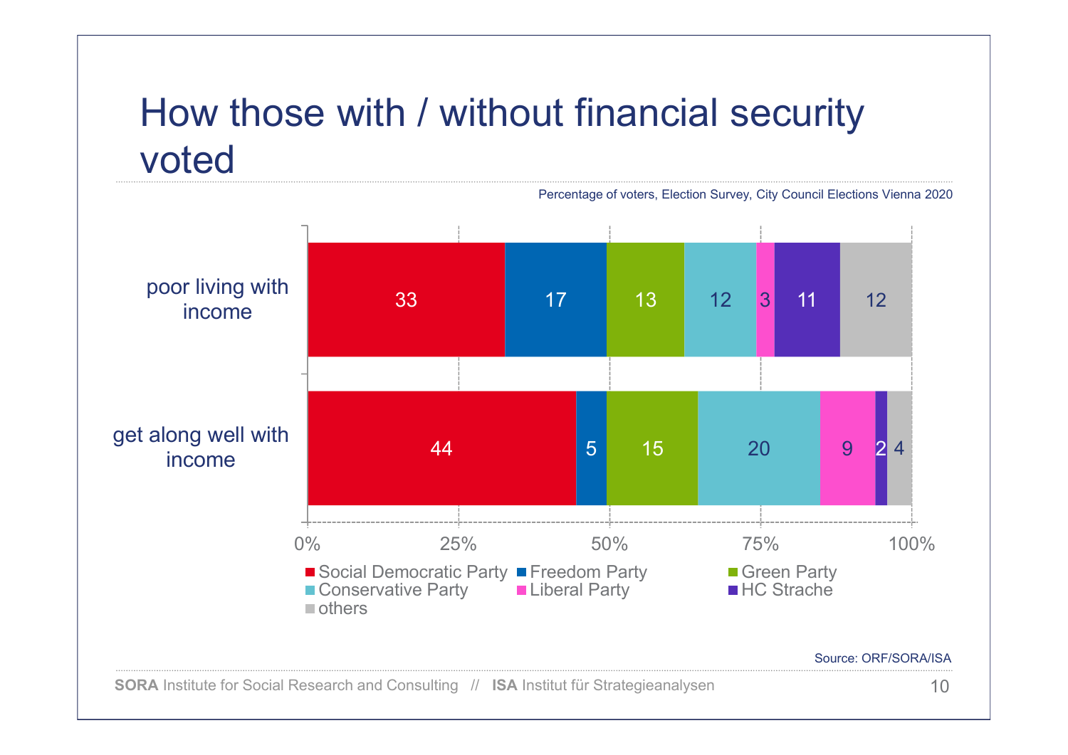# How those with / without financial security voted

Percentage of voters, Election Survey, City Council Elections Vienna 2020

| | Social Democratic Party | Freedom Party | Green Party | Conservative Party | Liberal Party | HC Strache | others |
|---|---|---|---|---|---|---|---|
| poor living with income | 33 | 17 | 13 | 12 | 3 | 11 | 12 |
| get along well with income | 44 | 5 | 15 | 20 | 9 | 2 | 4 |

Source: ORF/SORA/ISA

**SORA** Institute for Social Research and Consulting // **ISA** Institut für Strategieanalysen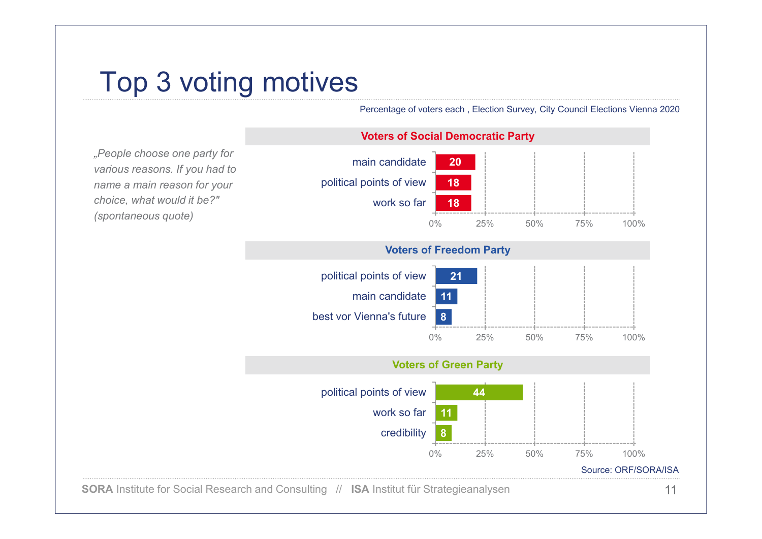# Top 3 voting motives

Percentage of voters each , Election Survey, City Council Elections Vienna 2020

*„People choose one party for various reasons. If you had to name a main reason for your choice, what would it be?" (spontaneous quote)*

**Voters of Social Democratic Party**

| Motive | % |
|---|---|
| main candidate | 20 |
| political points of view | 18 |
| work so far | 18 |

**Voters of Freedom Party**

| Motive | % |
|---|---|
| political points of view | 21 |
| main candidate | 11 |
| best vor Vienna's future | 8 |

**Voters of Green Party**

| Motive | % |
|---|---|
| political points of view | 44 |
| work so far | 11 |
| credibility | 8 |

Source: ORF/SORA/ISA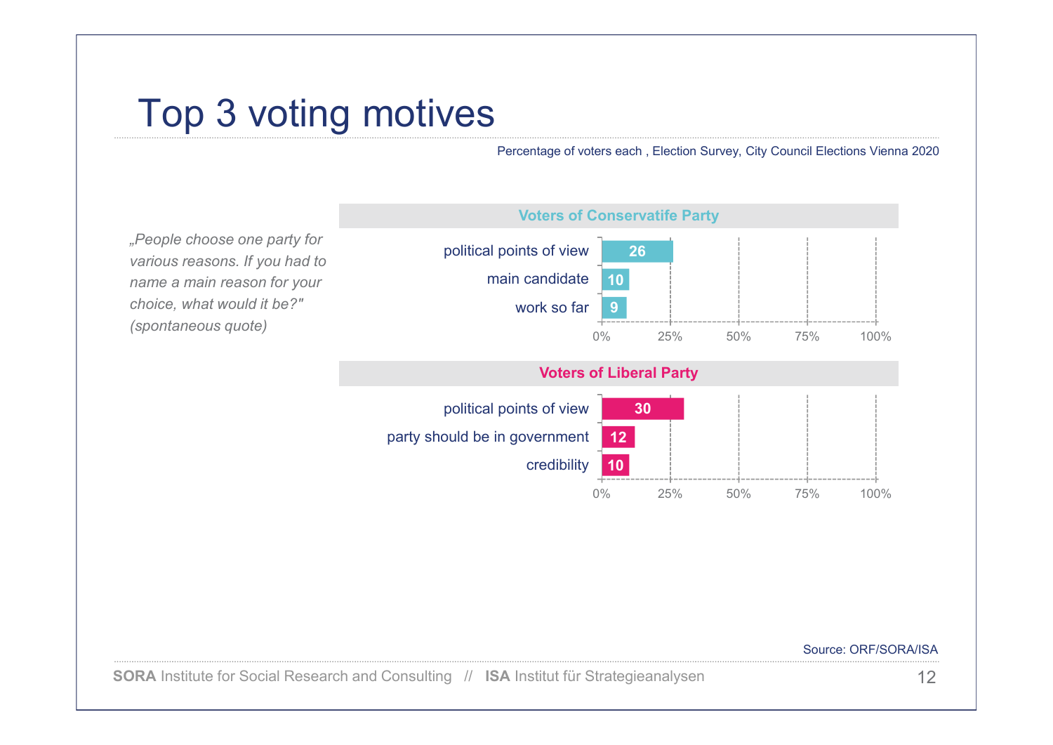# Top 3 voting motives

Percentage of voters each , Election Survey, City Council Elections Vienna 2020

*„People choose one party for various reasons. If you had to name a main reason for your choice, what would it be?" (spontaneous quote)*

**Voters of Conservatife Party**

| Motive | % |
|---|---|
| political points of view | 26 |
| main candidate | 10 |
| work so far | 9 |

**Voters of Liberal Party**

| Motive | % |
|---|---|
| political points of view | 30 |
| party should be in government | 12 |
| credibility | 10 |

Source: ORF/SORA/ISA

**SORA** Institute for Social Research and Consulting // **ISA** Institut für Strategieanalysen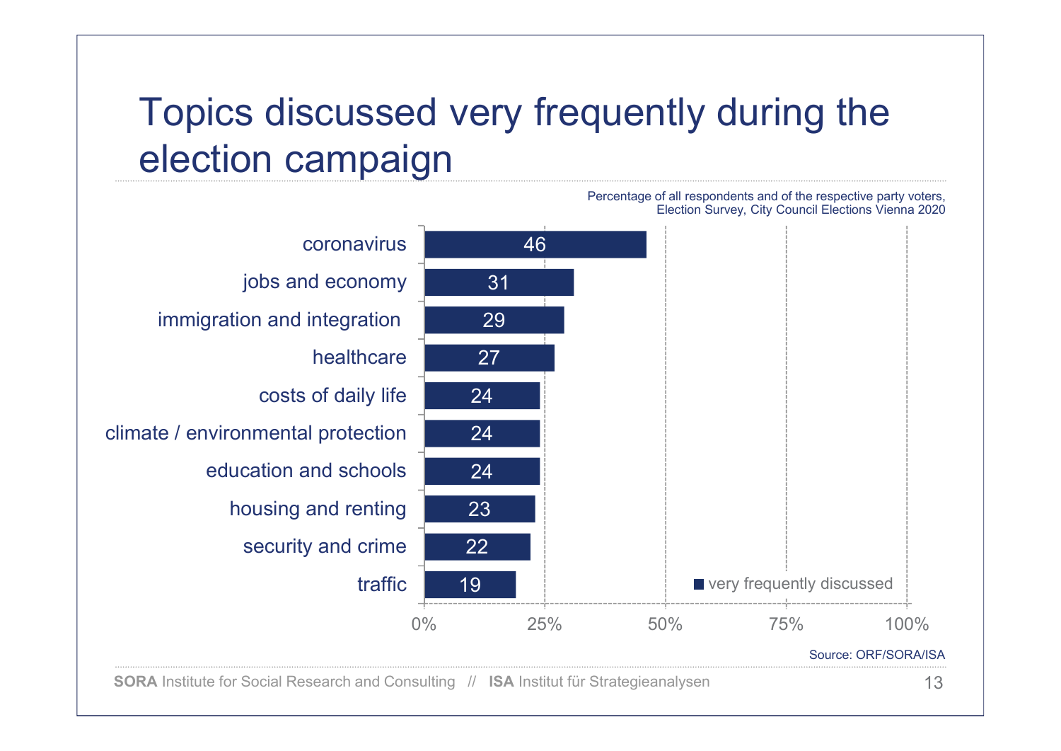# Topics discussed very frequently during the election campaign

Percentage of all respondents and of the respective party voters, Election Survey, City Council Elections Vienna 2020

| Topic | very frequently discussed |
|---|---|
| coronavirus | 46 |
| jobs and economy | 31 |
| immigration and integration | 29 |
| healthcare | 27 |
| costs of daily life | 24 |
| climate / environmental protection | 24 |
| education and schools | 24 |
| housing and renting | 23 |
| security and crime | 22 |
| traffic | 19 |

Source: ORF/SORA/ISA

**SORA** Institute for Social Research and Consulting // **ISA** Institut für Strategieanalysen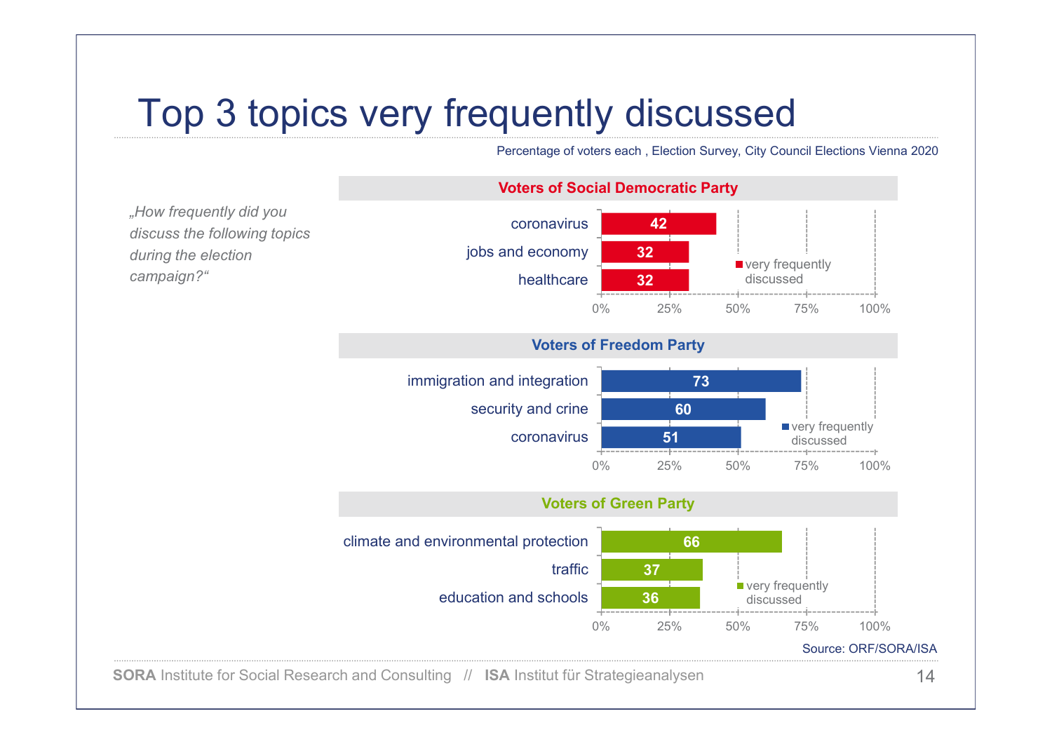# Top 3 topics very frequently discussed

Percentage of voters each , Election Survey, City Council Elections Vienna 2020

*„How frequently did you discuss the following topics during the election campaign?"*

**Voters of Social Democratic Party**

| Topic | very frequently discussed (%) |
|---|---|
| coronavirus | 42 |
| jobs and economy | 32 |
| healthcare | 32 |

**Voters of Freedom Party**

| Topic | very frequently discussed (%) |
|---|---|
| immigration and integration | 73 |
| security and crine | 60 |
| coronavirus | 51 |

**Voters of Green Party**

| Topic | very frequently discussed (%) |
|---|---|
| climate and environmental protection | 66 |
| traffic | 37 |
| education and schools | 36 |

Source: ORF/SORA/ISA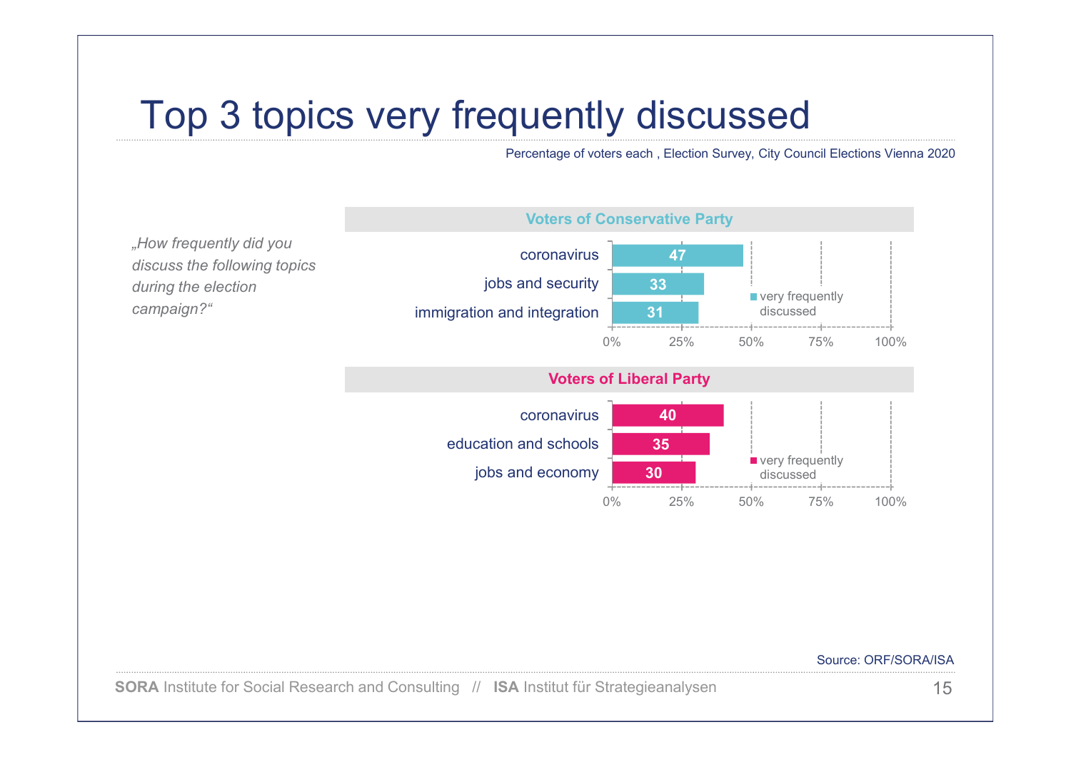# Top 3 topics very frequently discussed

Percentage of voters each , Election Survey, City Council Elections Vienna 2020

*„How frequently did you discuss the following topics during the election campaign?"*

**Voters of Conservative Party**

| Topic | very frequently discussed (%) |
|---|---|
| coronavirus | 47 |
| jobs and security | 33 |
| immigration and integration | 31 |

**Voters of Liberal Party**

| Topic | very frequently discussed (%) |
|---|---|
| coronavirus | 40 |
| education and schools | 35 |
| jobs and economy | 30 |

Source: ORF/SORA/ISA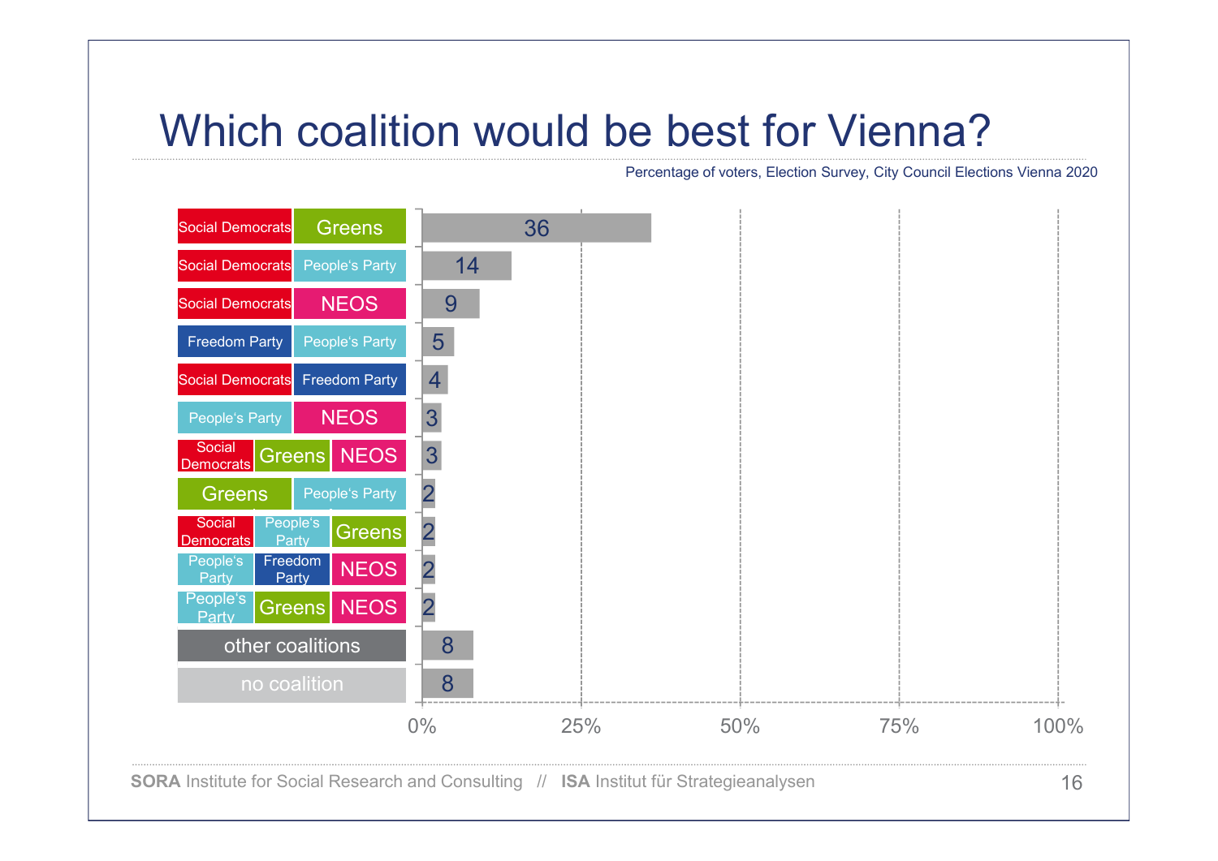# Which coalition would be best for Vienna?

Percentage of voters, Election Survey, City Council Elections Vienna 2020

Social Democrats Greens 36
Social Democrats People's Party 14
Social Democrats NEOS 9
Freedom Party People's Party 5
Social Democrats Freedom Party 4
People's Party NEOS 3
Social Democrats Greens NEOS 3
Greens People's Party 2
Social Democrats People's Party Greens 2
People's Party Freedom Party NEOS 2
People's Party Greens NEOS 2
other coalitions 8
no coalition 8

0% 25% 50% 75% 100%

**SORA** Institute for Social Research and Consulting // **ISA** Institut für Strategieanalysen